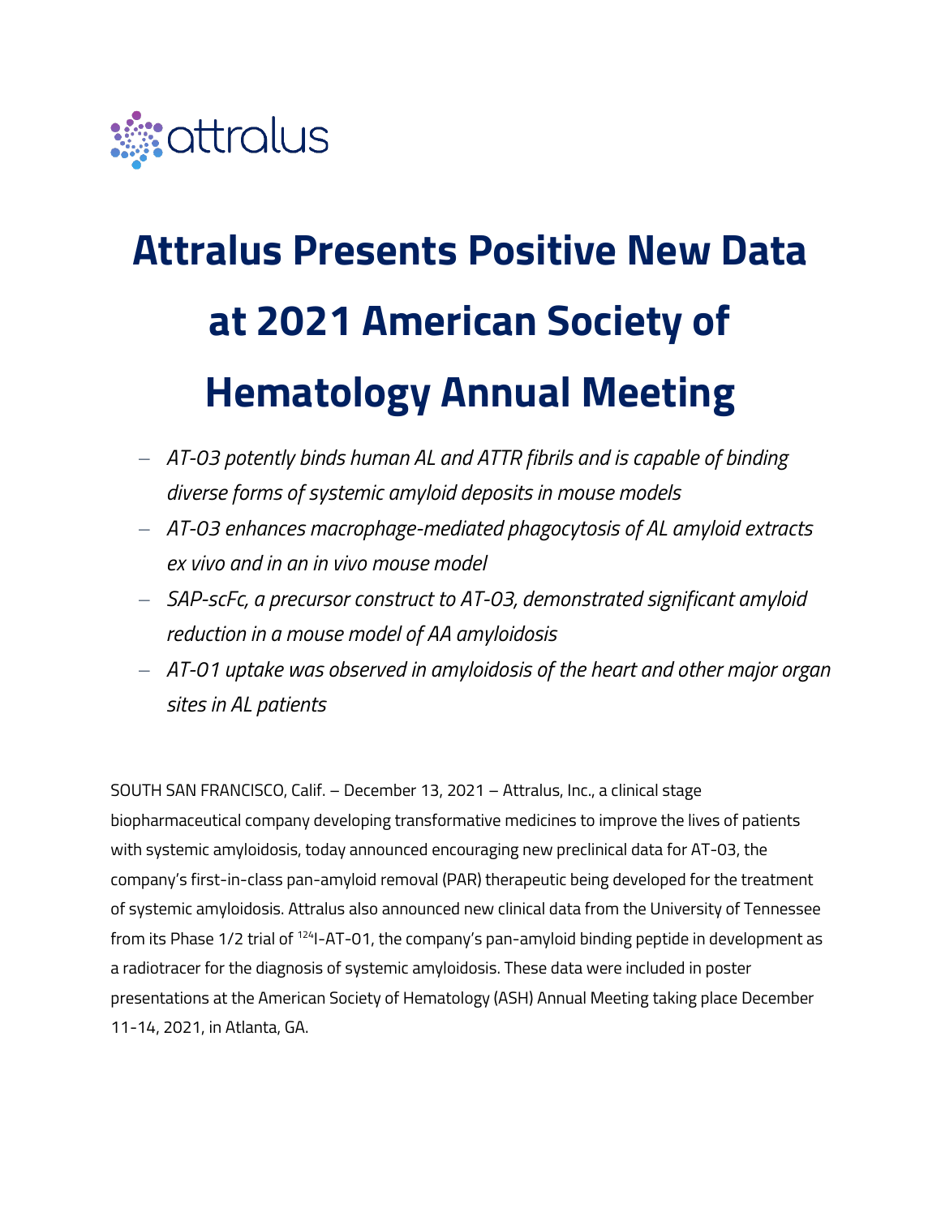attralus

# Attralus Presents Positive New Data at 2021 American Society of Hematology Annual Meeting

- *AT-03 potently binds human AL and ATTR fibrils and is capable of binding diverse forms of systemic amyloid deposits in mouse models*
- *AT-03 enhances macrophage-mediated phagocytosis of AL amyloid extracts ex vivo and in an in vivo mouse model*
- *SAP-scFc, a precursor construct to AT-03, demonstrated significant amyloid reduction in a mouse model of AA amyloidosis*
- *AT-01 uptake was observed in amyloidosis of the heart and other major organ sites in AL patients*

SOUTH SAN FRANCISCO, Calif. – December 13, 2021 – Attralus, Inc., a clinical stage biopharmaceutical company developing transformative medicines to improve the lives of patients with systemic amyloidosis, today announced encouraging new preclinical data for AT-03, the company's first-in-class pan-amyloid removal (PAR) therapeutic being developed for the treatment of systemic amyloidosis. Attralus also announced new clinical data from the University of Tennessee from its Phase 1/2 trial of $^{124}$I-AT-01, the company's pan-amyloid binding peptide in development as a radiotracer for the diagnosis of systemic amyloidosis. These data were included in poster presentations at the American Society of Hematology (ASH) Annual Meeting taking place December 11-14, 2021, in Atlanta, GA.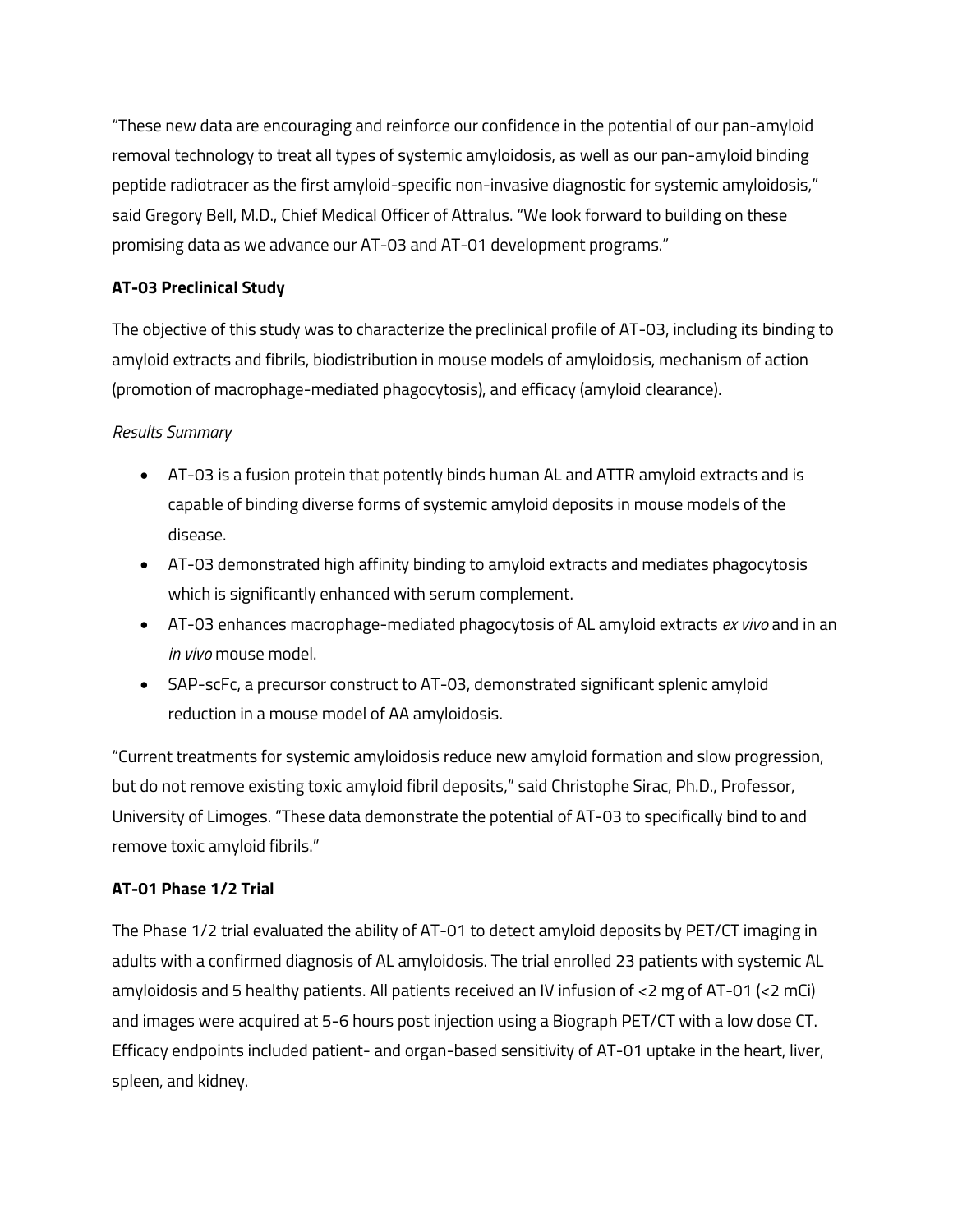"These new data are encouraging and reinforce our confidence in the potential of our pan-amyloid removal technology to treat all types of systemic amyloidosis, as well as our pan-amyloid binding peptide radiotracer as the first amyloid-specific non-invasive diagnostic for systemic amyloidosis," said Gregory Bell, M.D., Chief Medical Officer of Attralus. "We look forward to building on these promising data as we advance our AT-03 and AT-01 development programs."

**AT-03 Preclinical Study**

The objective of this study was to characterize the preclinical profile of AT-03, including its binding to amyloid extracts and fibrils, biodistribution in mouse models of amyloidosis, mechanism of action (promotion of macrophage-mediated phagocytosis), and efficacy (amyloid clearance).

*Results Summary*

- AT-03 is a fusion protein that potently binds human AL and ATTR amyloid extracts and is capable of binding diverse forms of systemic amyloid deposits in mouse models of the disease.
- AT-03 demonstrated high affinity binding to amyloid extracts and mediates phagocytosis which is significantly enhanced with serum complement.
- AT-03 enhances macrophage-mediated phagocytosis of AL amyloid extracts *ex vivo* and in an *in vivo* mouse model.
- SAP-scFc, a precursor construct to AT-03, demonstrated significant splenic amyloid reduction in a mouse model of AA amyloidosis.

"Current treatments for systemic amyloidosis reduce new amyloid formation and slow progression, but do not remove existing toxic amyloid fibril deposits," said Christophe Sirac, Ph.D., Professor, University of Limoges. "These data demonstrate the potential of AT-03 to specifically bind to and remove toxic amyloid fibrils."

**AT-01 Phase 1/2 Trial**

The Phase 1/2 trial evaluated the ability of AT-01 to detect amyloid deposits by PET/CT imaging in adults with a confirmed diagnosis of AL amyloidosis. The trial enrolled 23 patients with systemic AL amyloidosis and 5 healthy patients. All patients received an IV infusion of <2 mg of AT-01 (<2 mCi) and images were acquired at 5-6 hours post injection using a Biograph PET/CT with a low dose CT. Efficacy endpoints included patient- and organ-based sensitivity of AT-01 uptake in the heart, liver, spleen, and kidney.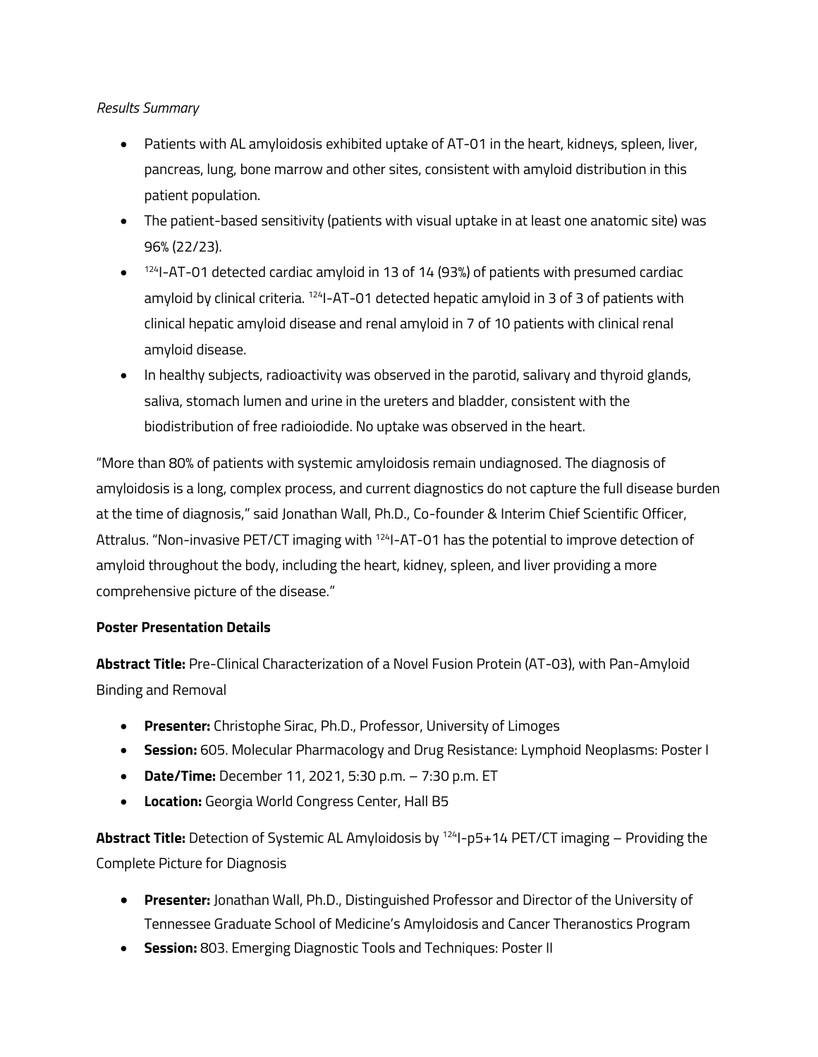*Results Summary*

- Patients with AL amyloidosis exhibited uptake of AT-01 in the heart, kidneys, spleen, liver, pancreas, lung, bone marrow and other sites, consistent with amyloid distribution in this patient population.
- The patient-based sensitivity (patients with visual uptake in at least one anatomic site) was 96% (22/23).
- $^{124}$I-AT-01 detected cardiac amyloid in 13 of 14 (93%) of patients with presumed cardiac amyloid by clinical criteria. $^{124}$I-AT-01 detected hepatic amyloid in 3 of 3 of patients with clinical hepatic amyloid disease and renal amyloid in 7 of 10 patients with clinical renal amyloid disease.
- In healthy subjects, radioactivity was observed in the parotid, salivary and thyroid glands, saliva, stomach lumen and urine in the ureters and bladder, consistent with the biodistribution of free radioiodide. No uptake was observed in the heart.

"More than 80% of patients with systemic amyloidosis remain undiagnosed. The diagnosis of amyloidosis is a long, complex process, and current diagnostics do not capture the full disease burden at the time of diagnosis," said Jonathan Wall, Ph.D., Co-founder & Interim Chief Scientific Officer, Attralus. "Non-invasive PET/CT imaging with $^{124}$I-AT-01 has the potential to improve detection of amyloid throughout the body, including the heart, kidney, spleen, and liver providing a more comprehensive picture of the disease."

**Poster Presentation Details**

**Abstract Title:** Pre-Clinical Characterization of a Novel Fusion Protein (AT-03), with Pan-Amyloid Binding and Removal

- **Presenter:** Christophe Sirac, Ph.D., Professor, University of Limoges
- **Session:** 605. Molecular Pharmacology and Drug Resistance: Lymphoid Neoplasms: Poster I
- **Date/Time:** December 11, 2021, 5:30 p.m. – 7:30 p.m. ET
- **Location:** Georgia World Congress Center, Hall B5

**Abstract Title:** Detection of Systemic AL Amyloidosis by $^{124}$I-p5+14 PET/CT imaging – Providing the Complete Picture for Diagnosis

- **Presenter:** Jonathan Wall, Ph.D., Distinguished Professor and Director of the University of Tennessee Graduate School of Medicine's Amyloidosis and Cancer Theranostics Program
- **Session:** 803. Emerging Diagnostic Tools and Techniques: Poster II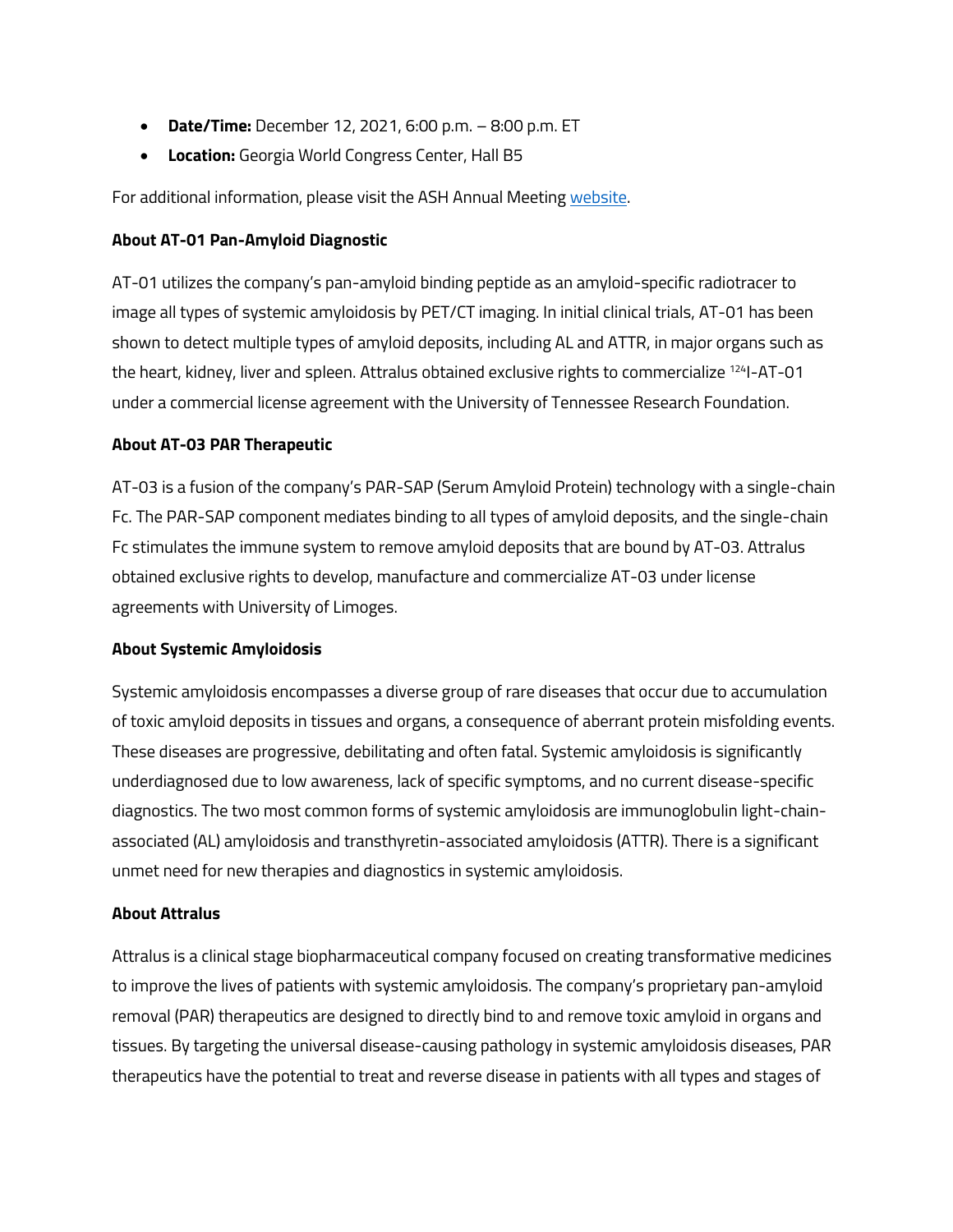- **Date/Time:** December 12, 2021, 6:00 p.m. – 8:00 p.m. ET
- **Location:** Georgia World Congress Center, Hall B5

For additional information, please visit the ASH Annual Meeting website.

**About AT-01 Pan-Amyloid Diagnostic**

AT-01 utilizes the company's pan-amyloid binding peptide as an amyloid-specific radiotracer to image all types of systemic amyloidosis by PET/CT imaging. In initial clinical trials, AT-01 has been shown to detect multiple types of amyloid deposits, including AL and ATTR, in major organs such as the heart, kidney, liver and spleen. Attralus obtained exclusive rights to commercialize $^{124}$I-AT-01 under a commercial license agreement with the University of Tennessee Research Foundation.

**About AT-03 PAR Therapeutic**

AT-03 is a fusion of the company's PAR-SAP (Serum Amyloid Protein) technology with a single-chain Fc. The PAR-SAP component mediates binding to all types of amyloid deposits, and the single-chain Fc stimulates the immune system to remove amyloid deposits that are bound by AT-03. Attralus obtained exclusive rights to develop, manufacture and commercialize AT-03 under license agreements with University of Limoges.

**About Systemic Amyloidosis**

Systemic amyloidosis encompasses a diverse group of rare diseases that occur due to accumulation of toxic amyloid deposits in tissues and organs, a consequence of aberrant protein misfolding events. These diseases are progressive, debilitating and often fatal. Systemic amyloidosis is significantly underdiagnosed due to low awareness, lack of specific symptoms, and no current disease-specific diagnostics. The two most common forms of systemic amyloidosis are immunoglobulin light-chain-associated (AL) amyloidosis and transthyretin-associated amyloidosis (ATTR). There is a significant unmet need for new therapies and diagnostics in systemic amyloidosis.

**About Attralus**

Attralus is a clinical stage biopharmaceutical company focused on creating transformative medicines to improve the lives of patients with systemic amyloidosis. The company's proprietary pan-amyloid removal (PAR) therapeutics are designed to directly bind to and remove toxic amyloid in organs and tissues. By targeting the universal disease-causing pathology in systemic amyloidosis diseases, PAR therapeutics have the potential to treat and reverse disease in patients with all types and stages of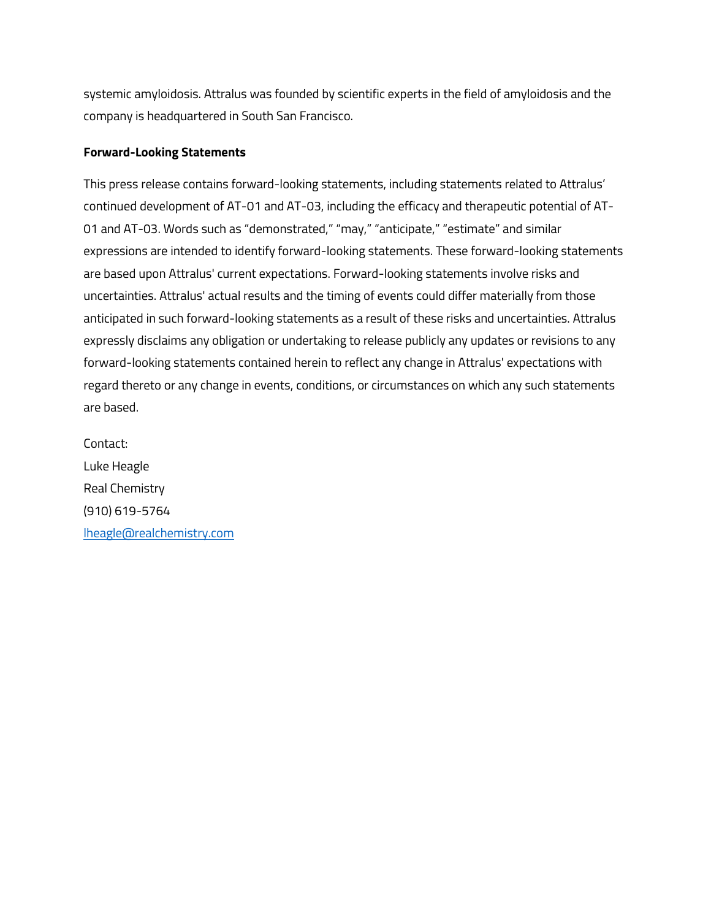systemic amyloidosis. Attralus was founded by scientific experts in the field of amyloidosis and the company is headquartered in South San Francisco.

**Forward-Looking Statements**

This press release contains forward-looking statements, including statements related to Attralus' continued development of AT-01 and AT-03, including the efficacy and therapeutic potential of AT-01 and AT-03. Words such as "demonstrated," "may," "anticipate," "estimate" and similar expressions are intended to identify forward-looking statements. These forward-looking statements are based upon Attralus' current expectations. Forward-looking statements involve risks and uncertainties. Attralus' actual results and the timing of events could differ materially from those anticipated in such forward-looking statements as a result of these risks and uncertainties. Attralus expressly disclaims any obligation or undertaking to release publicly any updates or revisions to any forward-looking statements contained herein to reflect any change in Attralus' expectations with regard thereto or any change in events, conditions, or circumstances on which any such statements are based.

Contact:
Luke Heagle
Real Chemistry
(910) 619-5764
lheagle@realchemistry.com